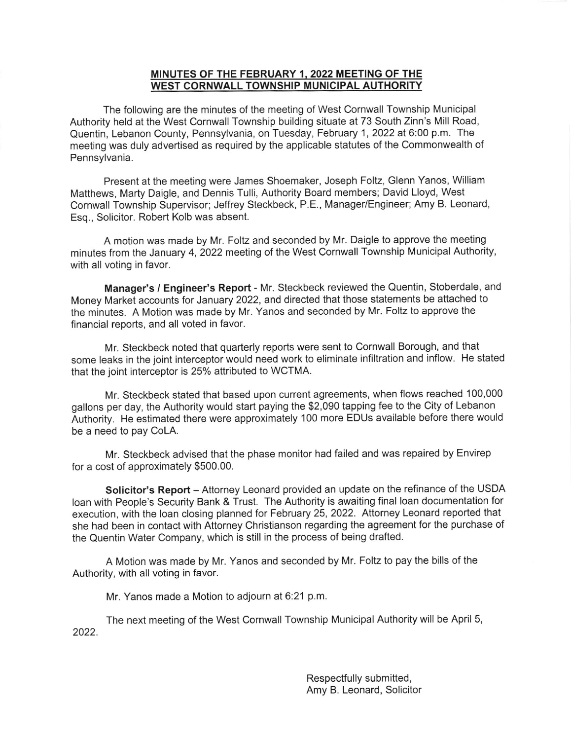**MINUTES OF THE FEBRUARY 1, 2022 MEETING OF THE WEST CORNWALL TOWNSHIP MUNICIPAL AUTHORITY**

The following are the minutes of the meeting of West Cornwall Township Municipal Authority held at the West Cornwall Township building situate at 73 South Zinn's Mill Road, Quentin, Lebanon County, Pennsylvania, on Tuesday, February 1, 2022 at 6:00 p.m. The meeting was duly advertised as required by the applicable statutes of the Commonwealth of Pennsylvania.

Present at the meeting were James Shoemaker, Joseph Foltz, Glenn Yanos, William Matthews, Marty Daigle, and Dennis Tulli, Authority Board members; David Lloyd, West Cornwall Township Supervisor; Jeffrey Steckbeck, P.E., Manager/Engineer; Amy B. Leonard, Esq., Solicitor. Robert Kolb was absent.

A motion was made by Mr. Foltz and seconded by Mr. Daigle to approve the meeting minutes from the January 4, 2022 meeting of the West Cornwall Township Municipal Authority, with all voting in favor.

**Manager's / Engineer's Report** - Mr. Steckbeck reviewed the Quentin, Stoberdale, and Money Market accounts for January 2022, and directed that those statements be attached to the minutes. A Motion was made by Mr. Yanos and seconded by Mr. Foltz to approve the financial reports, and all voted in favor.

Mr. Steckbeck noted that quarterly reports were sent to Cornwall Borough, and that some leaks in the joint interceptor would need work to eliminate infiltration and inflow. He stated that the joint interceptor is 25% attributed to WCTMA.

Mr. Steckbeck stated that based upon current agreements, when flows reached 100,000 gallons per day, the Authority would start paying the $2,090 tapping fee to the City of Lebanon Authority. He estimated there were approximately 100 more EDUs available before there would be a need to pay CoLA.

Mr. Steckbeck advised that the phase monitor had failed and was repaired by Envirep for a cost of approximately $500.00.

**Solicitor's Report** – Attorney Leonard provided an update on the refinance of the USDA loan with People's Security Bank & Trust. The Authority is awaiting final loan documentation for execution, with the loan closing planned for February 25, 2022. Attorney Leonard reported that she had been in contact with Attorney Christianson regarding the agreement for the purchase of the Quentin Water Company, which is still in the process of being drafted.

A Motion was made by Mr. Yanos and seconded by Mr. Foltz to pay the bills of the Authority, with all voting in favor.

Mr. Yanos made a Motion to adjourn at 6:21 p.m.

The next meeting of the West Cornwall Township Municipal Authority will be April 5, 2022.

Respectfully submitted,
Amy B. Leonard, Solicitor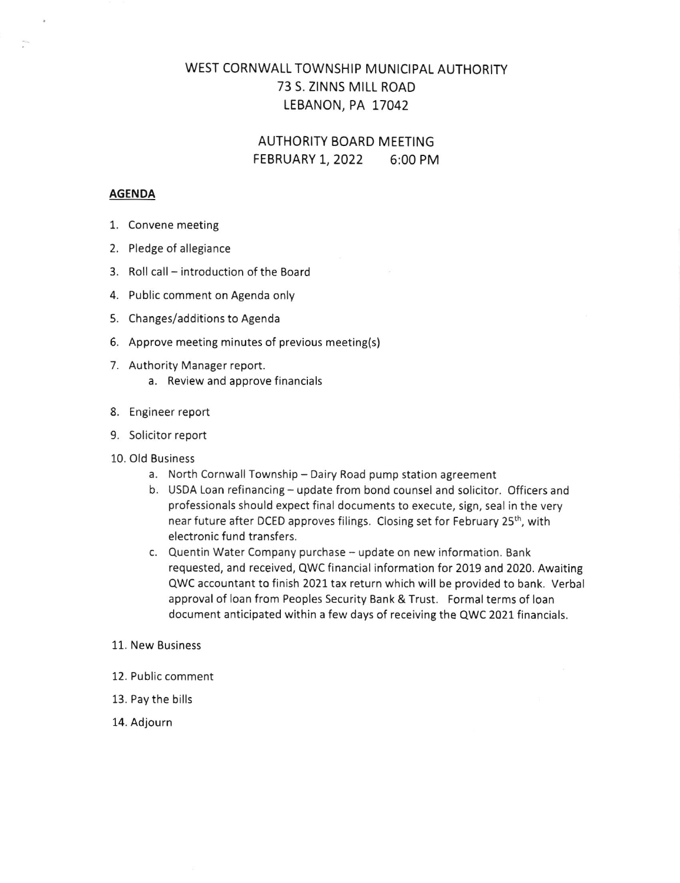# WEST CORNWALL TOWNSHIP MUNICIPAL AUTHORITY
## 73 S. ZINNS MILL ROAD
## LEBANON, PA 17042

## AUTHORITY BOARD MEETING
## FEBRUARY 1, 2022 6:00 PM

**AGENDA**

1. Convene meeting
2. Pledge of allegiance
3. Roll call – introduction of the Board
4. Public comment on Agenda only
5. Changes/additions to Agenda
6. Approve meeting minutes of previous meeting(s)
7. Authority Manager report.
   a. Review and approve financials
8. Engineer report
9. Solicitor report
10. Old Business
    a. North Cornwall Township – Dairy Road pump station agreement
    b. USDA Loan refinancing – update from bond counsel and solicitor. Officers and professionals should expect final documents to execute, sign, seal in the very near future after DCED approves filings. Closing set for February 25th, with electronic fund transfers.
    c. Quentin Water Company purchase – update on new information. Bank requested, and received, QWC financial information for 2019 and 2020. Awaiting QWC accountant to finish 2021 tax return which will be provided to bank. Verbal approval of loan from Peoples Security Bank & Trust. Formal terms of loan document anticipated within a few days of receiving the QWC 2021 financials.
11. New Business
12. Public comment
13. Pay the bills
14. Adjourn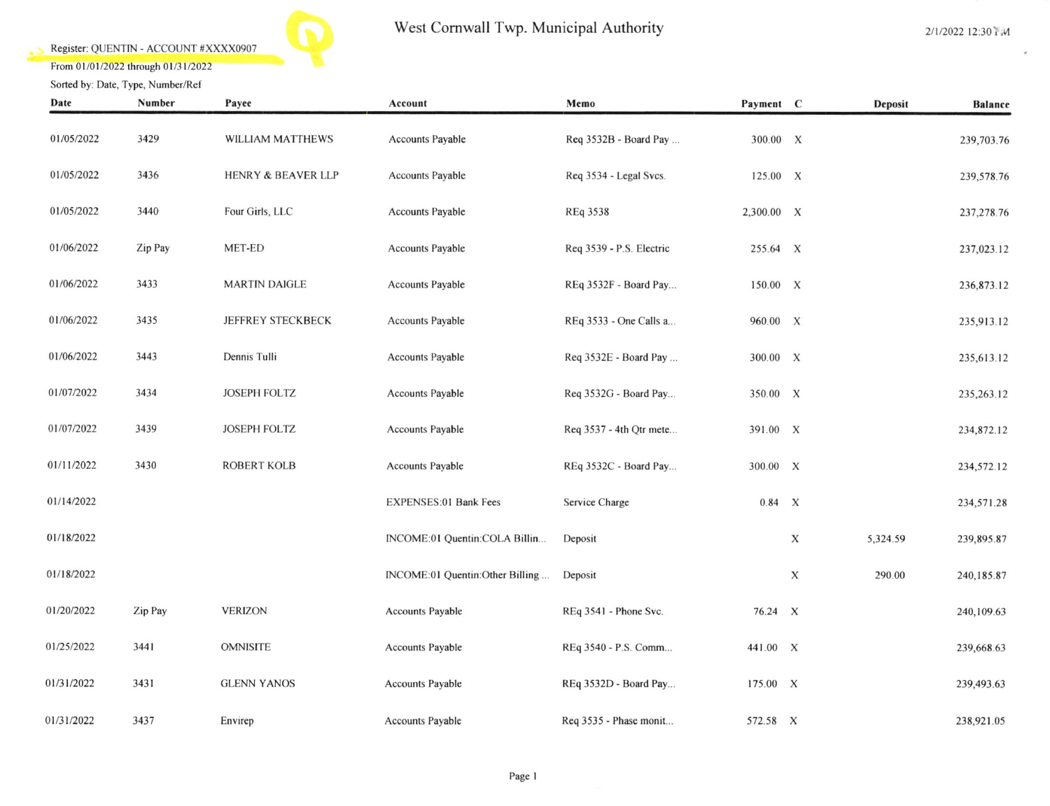# West Cornwall Twp. Municipal Authority

Register: QUENTIN - ACCOUNT #XXXX0907

From 01/01/2022 through 01/31/2022

Sorted by: Date, Type, Number/Ref

2/1/2022 12:30 PM

| Date | Number | Payee | Account | Memo | Payment | C | Deposit | Balance |
|---|---|---|---|---|---|---|---|---|
| 01/05/2022 | 3429 | WILLIAM MATTHEWS | Accounts Payable | Req 3532B - Board Pay ... | 300.00 | X | | 239,703.76 |
| 01/05/2022 | 3436 | HENRY & BEAVER LLP | Accounts Payable | Req 3534 - Legal Svcs. | 125.00 | X | | 239,578.76 |
| 01/05/2022 | 3440 | Four Girls, LLC | Accounts Payable | REq 3538 | 2,300.00 | X | | 237,278.76 |
| 01/06/2022 | Zip Pay | MET-ED | Accounts Payable | Req 3539 - P.S. Electric | 255.64 | X | | 237,023.12 |
| 01/06/2022 | 3433 | MARTIN DAIGLE | Accounts Payable | REq 3532F - Board Pay... | 150.00 | X | | 236,873.12 |
| 01/06/2022 | 3435 | JEFFREY STECKBECK | Accounts Payable | REq 3533 - One Calls a... | 960.00 | X | | 235,913.12 |
| 01/06/2022 | 3443 | Dennis Tulli | Accounts Payable | Req 3532E - Board Pay ... | 300.00 | X | | 235,613.12 |
| 01/07/2022 | 3434 | JOSEPH FOLTZ | Accounts Payable | Req 3532G - Board Pay... | 350.00 | X | | 235,263.12 |
| 01/07/2022 | 3439 | JOSEPH FOLTZ | Accounts Payable | Req 3537 - 4th Qtr mete... | 391.00 | X | | 234,872.12 |
| 01/11/2022 | 3430 | ROBERT KOLB | Accounts Payable | REq 3532C - Board Pay... | 300.00 | X | | 234,572.12 |
| 01/14/2022 | | | EXPENSES:01 Bank Fees | Service Charge | 0.84 | X | | 234,571.28 |
| 01/18/2022 | | | INCOME:01 Quentin:COLA Billin... | Deposit | | X | 5,324.59 | 239,895.87 |
| 01/18/2022 | | | INCOME:01 Quentin:Other Billing ... | Deposit | | X | 290.00 | 240,185.87 |
| 01/20/2022 | Zip Pay | VERIZON | Accounts Payable | REq 3541 - Phone Svc. | 76.24 | X | | 240,109.63 |
| 01/25/2022 | 3441 | OMNISITE | Accounts Payable | REq 3540 - P.S. Comm... | 441.00 | X | | 239,668.63 |
| 01/31/2022 | 3431 | GLENN YANOS | Accounts Payable | REq 3532D - Board Pay... | 175.00 | X | | 239,493.63 |
| 01/31/2022 | 3437 | Envirep | Accounts Payable | Req 3535 - Phase monit... | 572.58 | X | | 238,921.05 |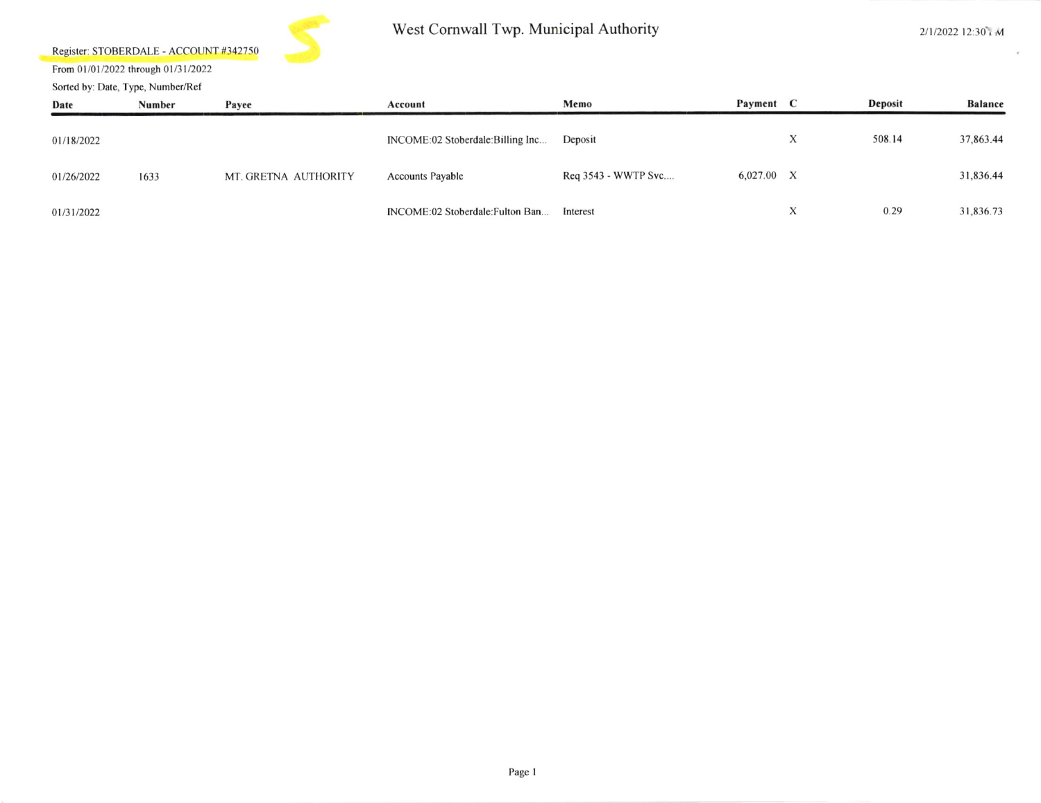Register: STOBERDALE - ACCOUNT #342750

From 01/01/2022 through 01/31/2022

Sorted by: Date, Type, Number/Ref

# West Cornwall Twp. Municipal Authority

2/1/2022 12:30 PM

| Date | Number | Payee | Account | Memo | Payment | C | Deposit | Balance |
|---|---|---|---|---|---|---|---|---|
| 01/18/2022 | | | INCOME:02 Stoberdale:Billing Inc... | Deposit | | X | 508.14 | 37,863.44 |
| 01/26/2022 | 1633 | MT. GRETNA AUTHORITY | Accounts Payable | Req 3543 - WWTP Svc.... | 6,027.00 | X | | 31,836.44 |
| 01/31/2022 | | | INCOME:02 Stoberdale:Fulton Ban... | Interest | | X | 0.29 | 31,836.73 |